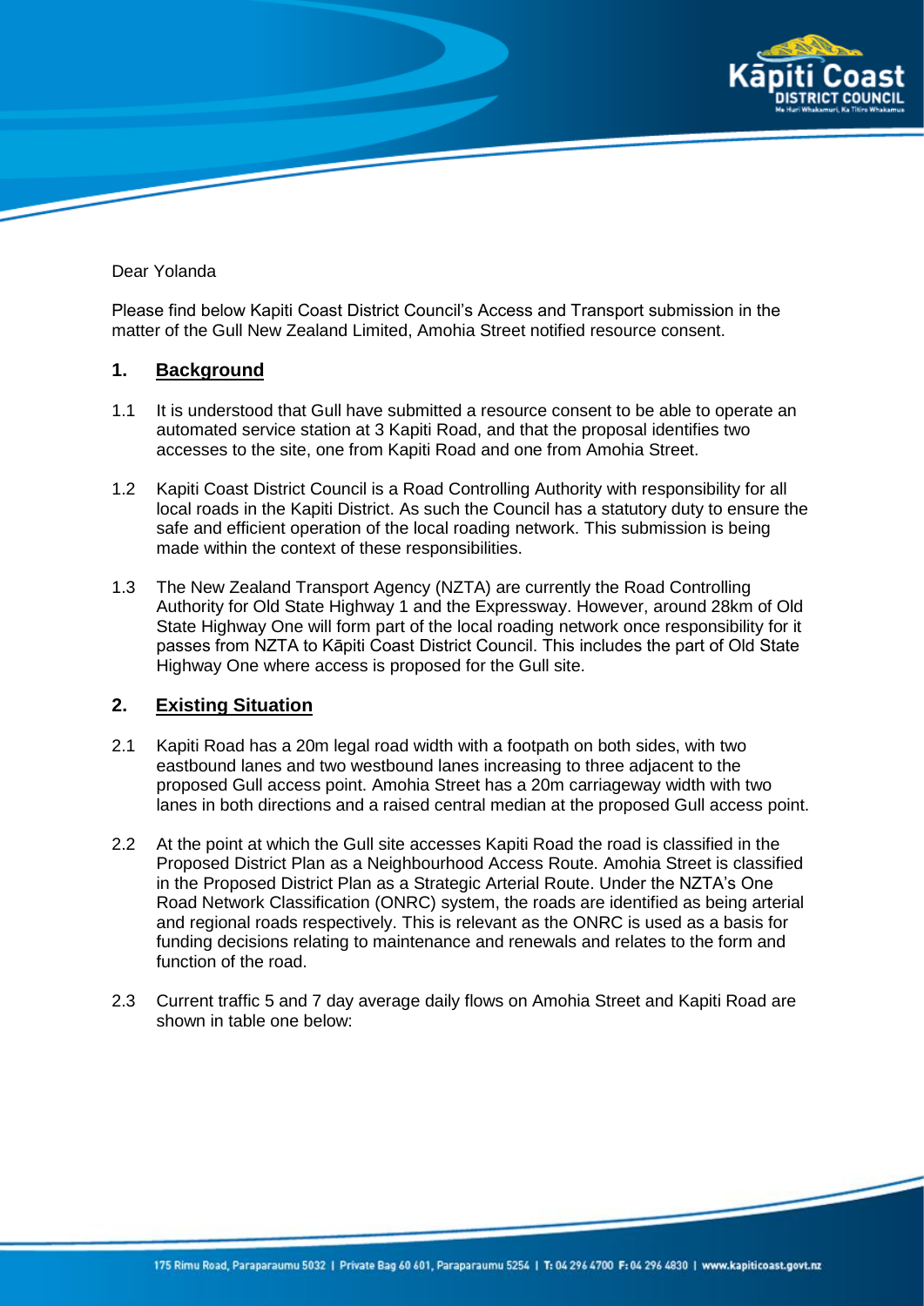Dear Yolanda

Please find below Kapiti Coast District Council's Access and Transport submission in the matter of the Gull New Zealand Limited, Amohia Street notified resource consent.

## 1. Background

1.1 It is understood that Gull have submitted a resource consent to be able to operate an automated service station at 3 Kapiti Road, and that the proposal identifies two accesses to the site, one from Kapiti Road and one from Amohia Street.

1.2 Kapiti Coast District Council is a Road Controlling Authority with responsibility for all local roads in the Kapiti District. As such the Council has a statutory duty to ensure the safe and efficient operation of the local roading network. This submission is being made within the context of these responsibilities.

1.3 The New Zealand Transport Agency (NZTA) are currently the Road Controlling Authority for Old State Highway 1 and the Expressway. However, around 28km of Old State Highway One will form part of the local roading network once responsibility for it passes from NZTA to Kāpiti Coast District Council. This includes the part of Old State Highway One where access is proposed for the Gull site.

## 2. Existing Situation

2.1 Kapiti Road has a 20m legal road width with a footpath on both sides, with two eastbound lanes and two westbound lanes increasing to three adjacent to the proposed Gull access point. Amohia Street has a 20m carriageway width with two lanes in both directions and a raised central median at the proposed Gull access point.

2.2 At the point at which the Gull site accesses Kapiti Road the road is classified in the Proposed District Plan as a Neighbourhood Access Route. Amohia Street is classified in the Proposed District Plan as a Strategic Arterial Route. Under the NZTA's One Road Network Classification (ONRC) system, the roads are identified as being arterial and regional roads respectively. This is relevant as the ONRC is used as a basis for funding decisions relating to maintenance and renewals and relates to the form and function of the road.

2.3 Current traffic 5 and 7 day average daily flows on Amohia Street and Kapiti Road are shown in table one below: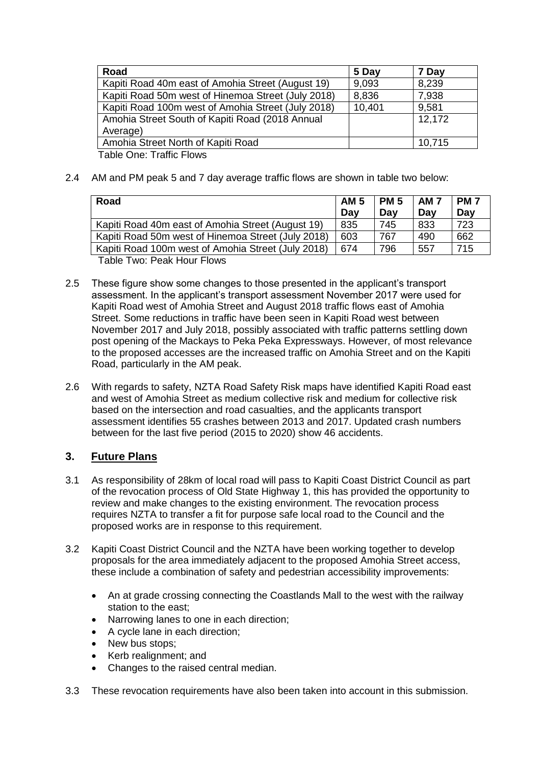| Road | 5 Day | 7 Day |
|---|---|---|
| Kapiti Road 40m east of Amohia Street (August 19) | 9,093 | 8,239 |
| Kapiti Road 50m west of Hinemoa Street (July 2018) | 8,836 | 7,938 |
| Kapiti Road 100m west of Amohia Street (July 2018) | 10,401 | 9,581 |
| Amohia Street South of Kapiti Road (2018 Annual Average) | | 12,172 |
| Amohia Street North of Kapiti Road | | 10,715 |

Table One: Traffic Flows

2.4 AM and PM peak 5 and 7 day average traffic flows are shown in table two below:

| Road | AM 5 Day | PM 5 Day | AM 7 Day | PM 7 Day |
|---|---|---|---|---|
| Kapiti Road 40m east of Amohia Street (August 19) | 835 | 745 | 833 | 723 |
| Kapiti Road 50m west of Hinemoa Street (July 2018) | 603 | 767 | 490 | 662 |
| Kapiti Road 100m west of Amohia Street (July 2018) | 674 | 796 | 557 | 715 |

Table Two: Peak Hour Flows

2.5 These figure show some changes to those presented in the applicant's transport assessment. In the applicant's transport assessment November 2017 were used for Kapiti Road west of Amohia Street and August 2018 traffic flows east of Amohia Street. Some reductions in traffic have been seen in Kapiti Road west between November 2017 and July 2018, possibly associated with traffic patterns settling down post opening of the Mackays to Peka Peka Expressways. However, of most relevance to the proposed accesses are the increased traffic on Amohia Street and on the Kapiti Road, particularly in the AM peak.

2.6 With regards to safety, NZTA Road Safety Risk maps have identified Kapiti Road east and west of Amohia Street as medium collective risk and medium for collective risk based on the intersection and road casualties, and the applicants transport assessment identifies 55 crashes between 2013 and 2017. Updated crash numbers between for the last five period (2015 to 2020) show 46 accidents.

## 3. Future Plans

3.1 As responsibility of 28km of local road will pass to Kapiti Coast District Council as part of the revocation process of Old State Highway 1, this has provided the opportunity to review and make changes to the existing environment. The revocation process requires NZTA to transfer a fit for purpose safe local road to the Council and the proposed works are in response to this requirement.

3.2 Kapiti Coast District Council and the NZTA have been working together to develop proposals for the area immediately adjacent to the proposed Amohia Street access, these include a combination of safety and pedestrian accessibility improvements:

- An at grade crossing connecting the Coastlands Mall to the west with the railway station to the east;
- Narrowing lanes to one in each direction;
- A cycle lane in each direction;
- New bus stops;
- Kerb realignment; and
- Changes to the raised central median.

3.3 These revocation requirements have also been taken into account in this submission.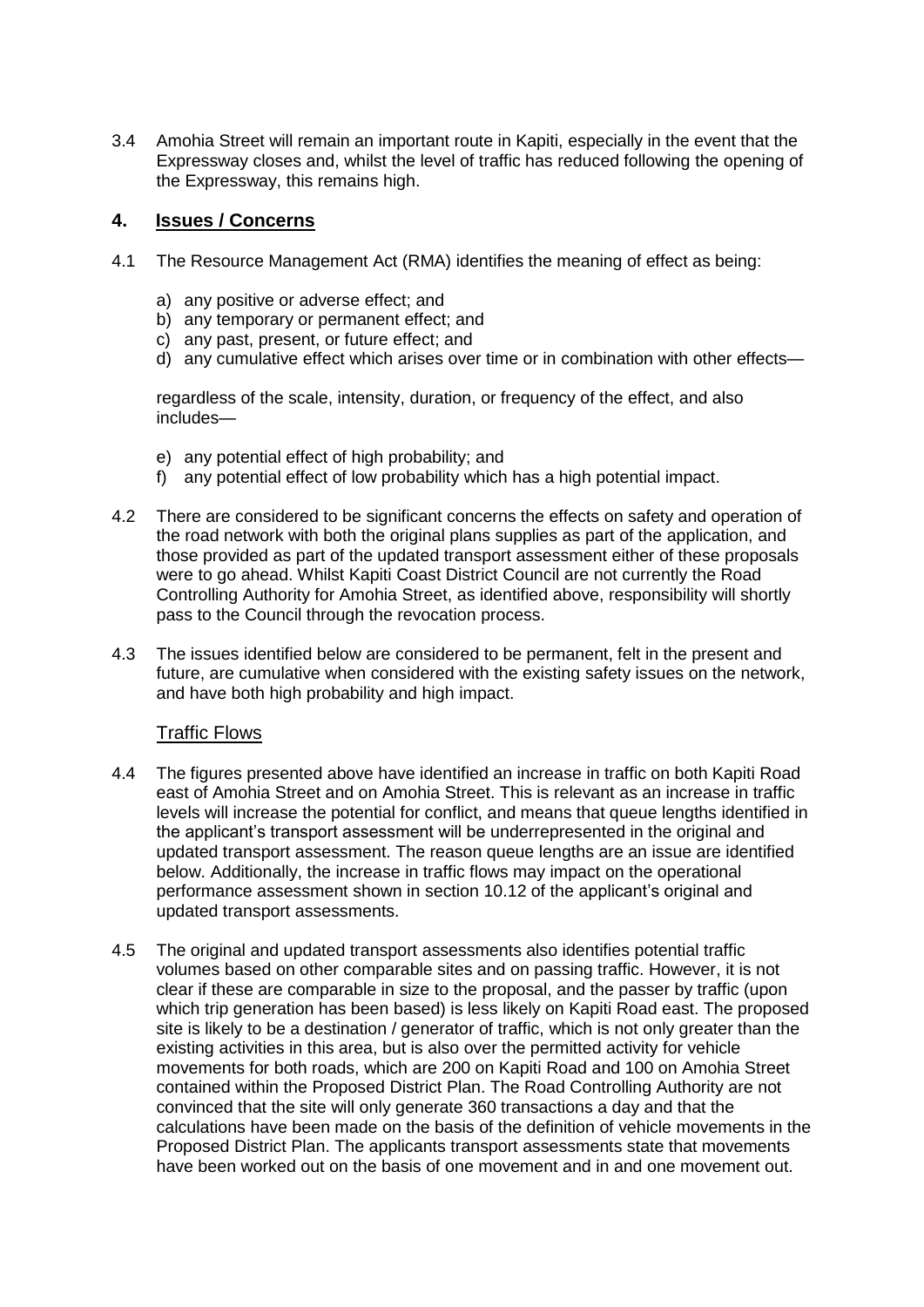3.4 Amohia Street will remain an important route in Kapiti, especially in the event that the Expressway closes and, whilst the level of traffic has reduced following the opening of the Expressway, this remains high.

## 4. Issues / Concerns

4.1 The Resource Management Act (RMA) identifies the meaning of effect as being:

a) any positive or adverse effect; and
b) any temporary or permanent effect; and
c) any past, present, or future effect; and
d) any cumulative effect which arises over time or in combination with other effects—

regardless of the scale, intensity, duration, or frequency of the effect, and also includes—

e) any potential effect of high probability; and
f) any potential effect of low probability which has a high potential impact.

4.2 There are considered to be significant concerns the effects on safety and operation of the road network with both the original plans supplies as part of the application, and those provided as part of the updated transport assessment either of these proposals were to go ahead. Whilst Kapiti Coast District Council are not currently the Road Controlling Authority for Amohia Street, as identified above, responsibility will shortly pass to the Council through the revocation process.

4.3 The issues identified below are considered to be permanent, felt in the present and future, are cumulative when considered with the existing safety issues on the network, and have both high probability and high impact.

### Traffic Flows

4.4 The figures presented above have identified an increase in traffic on both Kapiti Road east of Amohia Street and on Amohia Street. This is relevant as an increase in traffic levels will increase the potential for conflict, and means that queue lengths identified in the applicant's transport assessment will be underrepresented in the original and updated transport assessment. The reason queue lengths are an issue are identified below. Additionally, the increase in traffic flows may impact on the operational performance assessment shown in section 10.12 of the applicant's original and updated transport assessments.

4.5 The original and updated transport assessments also identifies potential traffic volumes based on other comparable sites and on passing traffic. However, it is not clear if these are comparable in size to the proposal, and the passer by traffic (upon which trip generation has been based) is less likely on Kapiti Road east. The proposed site is likely to be a destination / generator of traffic, which is not only greater than the existing activities in this area, but is also over the permitted activity for vehicle movements for both roads, which are 200 on Kapiti Road and 100 on Amohia Street contained within the Proposed District Plan. The Road Controlling Authority are not convinced that the site will only generate 360 transactions a day and that the calculations have been made on the basis of the definition of vehicle movements in the Proposed District Plan. The applicants transport assessments state that movements have been worked out on the basis of one movement and in and one movement out.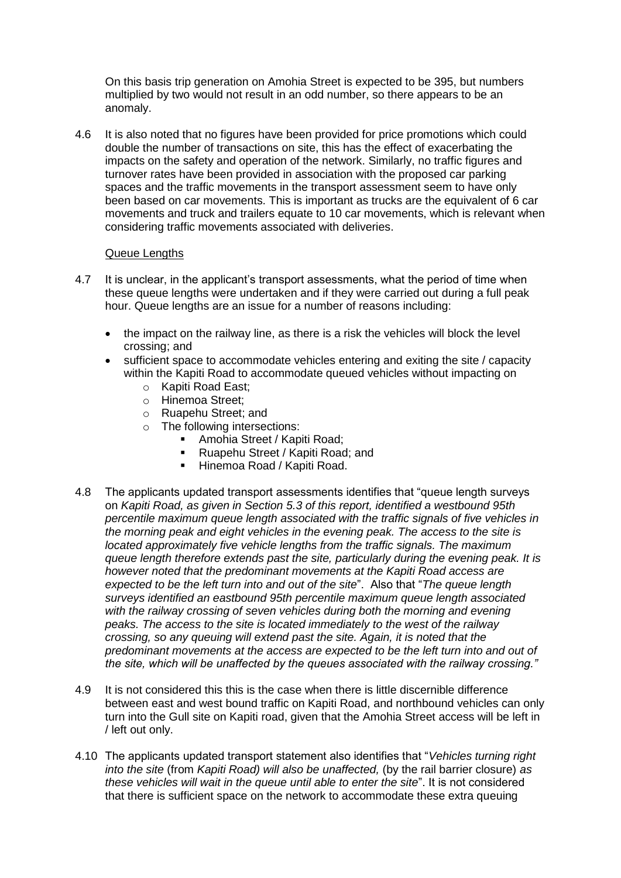On this basis trip generation on Amohia Street is expected to be 395, but numbers multiplied by two would not result in an odd number, so there appears to be an anomaly.

4.6 It is also noted that no figures have been provided for price promotions which could double the number of transactions on site, this has the effect of exacerbating the impacts on the safety and operation of the network. Similarly, no traffic figures and turnover rates have been provided in association with the proposed car parking spaces and the traffic movements in the transport assessment seem to have only been based on car movements. This is important as trucks are the equivalent of 6 car movements and truck and trailers equate to 10 car movements, which is relevant when considering traffic movements associated with deliveries.

Queue Lengths

4.7 It is unclear, in the applicant's transport assessments, what the period of time when these queue lengths were undertaken and if they were carried out during a full peak hour. Queue lengths are an issue for a number of reasons including:

- the impact on the railway line, as there is a risk the vehicles will block the level crossing; and
- sufficient space to accommodate vehicles entering and exiting the site / capacity within the Kapiti Road to accommodate queued vehicles without impacting on
  - Kapiti Road East;
  - Hinemoa Street;
  - Ruapehu Street; and
  - The following intersections:
    - Amohia Street / Kapiti Road;
    - Ruapehu Street / Kapiti Road; and
    - Hinemoa Road / Kapiti Road.

4.8 The applicants updated transport assessments identifies that "queue length surveys on *Kapiti Road, as given in Section 5.3 of this report, identified a westbound 95th percentile maximum queue length associated with the traffic signals of five vehicles in the morning peak and eight vehicles in the evening peak. The access to the site is located approximately five vehicle lengths from the traffic signals. The maximum queue length therefore extends past the site, particularly during the evening peak. It is however noted that the predominant movements at the Kapiti Road access are expected to be the left turn into and out of the site*". Also that "*The queue length surveys identified an eastbound 95th percentile maximum queue length associated with the railway crossing of seven vehicles during both the morning and evening peaks. The access to the site is located immediately to the west of the railway crossing, so any queuing will extend past the site. Again, it is noted that the predominant movements at the access are expected to be the left turn into and out of the site, which will be unaffected by the queues associated with the railway crossing."*

4.9 It is not considered this this is the case when there is little discernible difference between east and west bound traffic on Kapiti Road, and northbound vehicles can only turn into the Gull site on Kapiti road, given that the Amohia Street access will be left in / left out only.

4.10 The applicants updated transport statement also identifies that "*Vehicles turning right into the site* (from *Kapiti Road) will also be unaffected,* (by the rail barrier closure) *as these vehicles will wait in the queue until able to enter the site*". It is not considered that there is sufficient space on the network to accommodate these extra queuing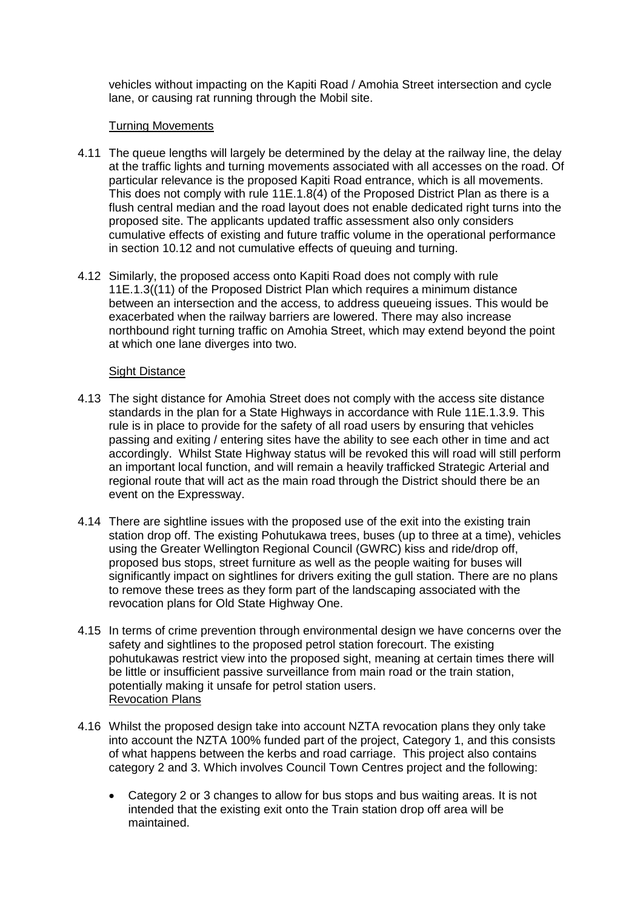vehicles without impacting on the Kapiti Road / Amohia Street intersection and cycle lane, or causing rat running through the Mobil site.

<u>Turning Movements</u>

4.11 The queue lengths will largely be determined by the delay at the railway line, the delay at the traffic lights and turning movements associated with all accesses on the road. Of particular relevance is the proposed Kapiti Road entrance, which is all movements. This does not comply with rule 11E.1.8(4) of the Proposed District Plan as there is a flush central median and the road layout does not enable dedicated right turns into the proposed site. The applicants updated traffic assessment also only considers cumulative effects of existing and future traffic volume in the operational performance in section 10.12 and not cumulative effects of queuing and turning.

4.12 Similarly, the proposed access onto Kapiti Road does not comply with rule 11E.1.3((11) of the Proposed District Plan which requires a minimum distance between an intersection and the access, to address queueing issues. This would be exacerbated when the railway barriers are lowered. There may also increase northbound right turning traffic on Amohia Street, which may extend beyond the point at which one lane diverges into two.

<u>Sight Distance</u>

4.13 The sight distance for Amohia Street does not comply with the access site distance standards in the plan for a State Highways in accordance with Rule 11E.1.3.9. This rule is in place to provide for the safety of all road users by ensuring that vehicles passing and exiting / entering sites have the ability to see each other in time and act accordingly. Whilst State Highway status will be revoked this will road will still perform an important local function, and will remain a heavily trafficked Strategic Arterial and regional route that will act as the main road through the District should there be an event on the Expressway.

4.14 There are sightline issues with the proposed use of the exit into the existing train station drop off. The existing Pohutukawa trees, buses (up to three at a time), vehicles using the Greater Wellington Regional Council (GWRC) kiss and ride/drop off, proposed bus stops, street furniture as well as the people waiting for buses will significantly impact on sightlines for drivers exiting the gull station. There are no plans to remove these trees as they form part of the landscaping associated with the revocation plans for Old State Highway One.

4.15 In terms of crime prevention through environmental design we have concerns over the safety and sightlines to the proposed petrol station forecourt. The existing pohutukawas restrict view into the proposed sight, meaning at certain times there will be little or insufficient passive surveillance from main road or the train station, potentially making it unsafe for petrol station users.

<u>Revocation Plans</u>

4.16 Whilst the proposed design take into account NZTA revocation plans they only take into account the NZTA 100% funded part of the project, Category 1, and this consists of what happens between the kerbs and road carriage. This project also contains category 2 and 3. Which involves Council Town Centres project and the following:

- Category 2 or 3 changes to allow for bus stops and bus waiting areas. It is not intended that the existing exit onto the Train station drop off area will be maintained.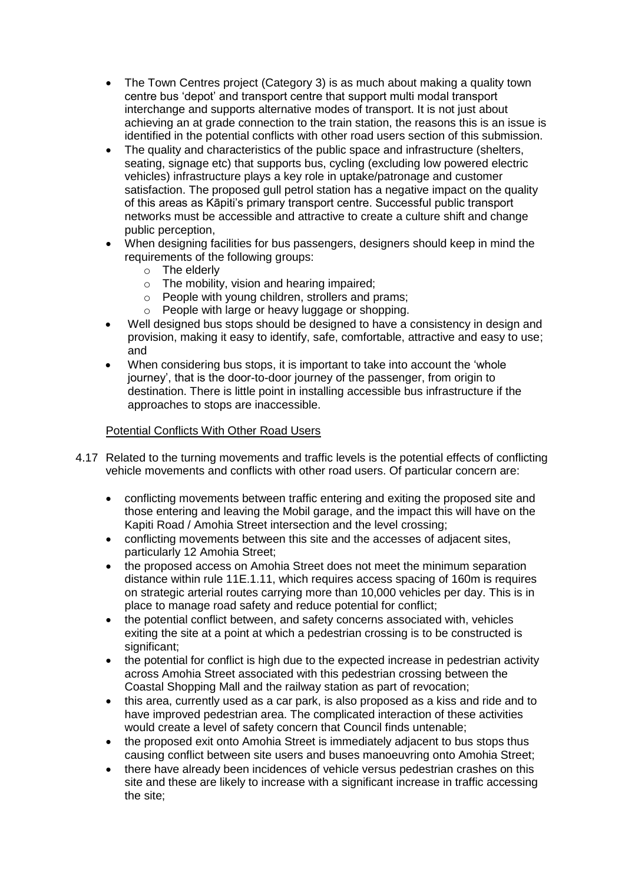- The Town Centres project (Category 3) is as much about making a quality town centre bus 'depot' and transport centre that support multi modal transport interchange and supports alternative modes of transport. It is not just about achieving an at grade connection to the train station, the reasons this is an issue is identified in the potential conflicts with other road users section of this submission.
- The quality and characteristics of the public space and infrastructure (shelters, seating, signage etc) that supports bus, cycling (excluding low powered electric vehicles) infrastructure plays a key role in uptake/patronage and customer satisfaction. The proposed gull petrol station has a negative impact on the quality of this areas as Kāpiti's primary transport centre. Successful public transport networks must be accessible and attractive to create a culture shift and change public perception,
- When designing facilities for bus passengers, designers should keep in mind the requirements of the following groups:
  - The elderly
  - The mobility, vision and hearing impaired;
  - People with young children, strollers and prams;
  - People with large or heavy luggage or shopping.
- Well designed bus stops should be designed to have a consistency in design and provision, making it easy to identify, safe, comfortable, attractive and easy to use; and
- When considering bus stops, it is important to take into account the 'whole journey', that is the door-to-door journey of the passenger, from origin to destination. There is little point in installing accessible bus infrastructure if the approaches to stops are inaccessible.

Potential Conflicts With Other Road Users

4.17 Related to the turning movements and traffic levels is the potential effects of conflicting vehicle movements and conflicts with other road users. Of particular concern are:

- conflicting movements between traffic entering and exiting the proposed site and those entering and leaving the Mobil garage, and the impact this will have on the Kapiti Road / Amohia Street intersection and the level crossing;
- conflicting movements between this site and the accesses of adjacent sites, particularly 12 Amohia Street;
- the proposed access on Amohia Street does not meet the minimum separation distance within rule 11E.1.11, which requires access spacing of 160m is requires on strategic arterial routes carrying more than 10,000 vehicles per day. This is in place to manage road safety and reduce potential for conflict;
- the potential conflict between, and safety concerns associated with, vehicles exiting the site at a point at which a pedestrian crossing is to be constructed is significant;
- the potential for conflict is high due to the expected increase in pedestrian activity across Amohia Street associated with this pedestrian crossing between the Coastal Shopping Mall and the railway station as part of revocation;
- this area, currently used as a car park, is also proposed as a kiss and ride and to have improved pedestrian area. The complicated interaction of these activities would create a level of safety concern that Council finds untenable;
- the proposed exit onto Amohia Street is immediately adjacent to bus stops thus causing conflict between site users and buses manoeuvring onto Amohia Street;
- there have already been incidences of vehicle versus pedestrian crashes on this site and these are likely to increase with a significant increase in traffic accessing the site;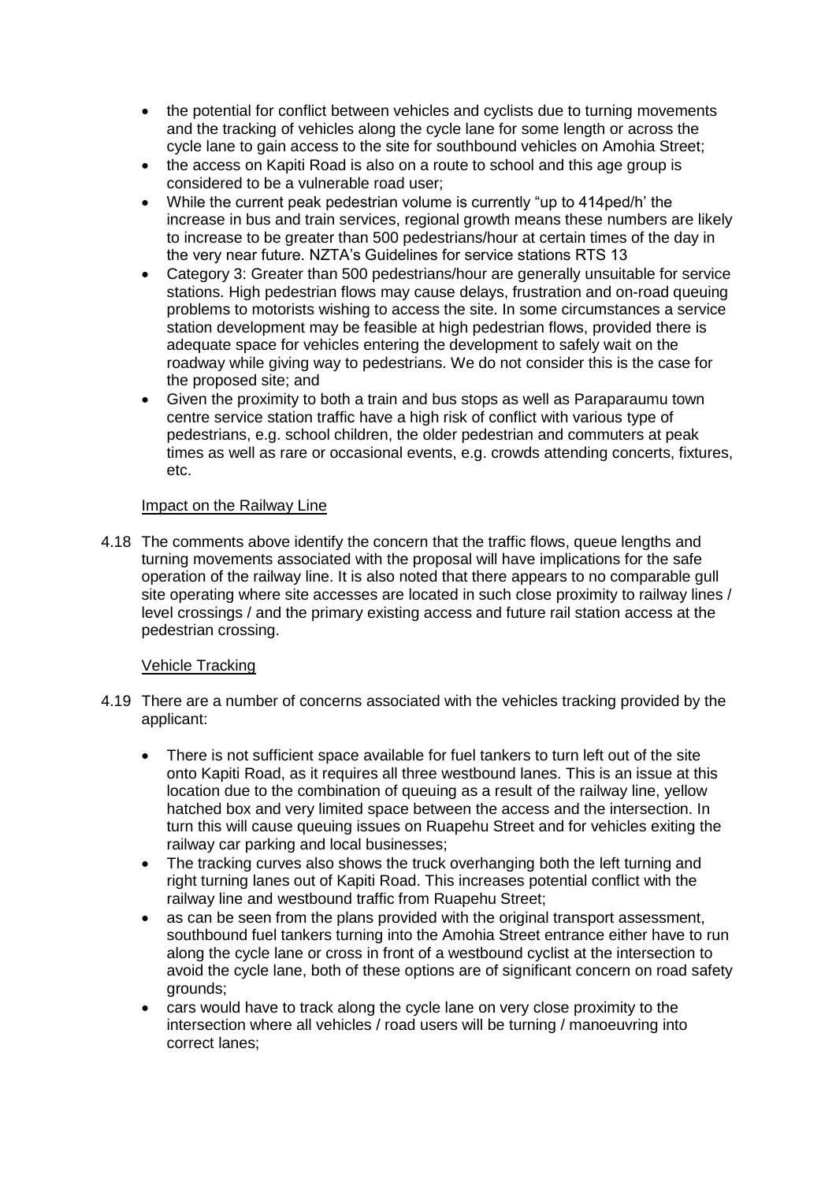- the potential for conflict between vehicles and cyclists due to turning movements and the tracking of vehicles along the cycle lane for some length or across the cycle lane to gain access to the site for southbound vehicles on Amohia Street;
- the access on Kapiti Road is also on a route to school and this age group is considered to be a vulnerable road user;
- While the current peak pedestrian volume is currently "up to 414ped/h' the increase in bus and train services, regional growth means these numbers are likely to increase to be greater than 500 pedestrians/hour at certain times of the day in the very near future. NZTA's Guidelines for service stations RTS 13
- Category 3: Greater than 500 pedestrians/hour are generally unsuitable for service stations. High pedestrian flows may cause delays, frustration and on-road queuing problems to motorists wishing to access the site. In some circumstances a service station development may be feasible at high pedestrian flows, provided there is adequate space for vehicles entering the development to safely wait on the roadway while giving way to pedestrians. We do not consider this is the case for the proposed site; and
- Given the proximity to both a train and bus stops as well as Paraparaumu town centre service station traffic have a high risk of conflict with various type of pedestrians, e.g. school children, the older pedestrian and commuters at peak times as well as rare or occasional events, e.g. crowds attending concerts, fixtures, etc.

Impact on the Railway Line

4.18 The comments above identify the concern that the traffic flows, queue lengths and turning movements associated with the proposal will have implications for the safe operation of the railway line. It is also noted that there appears to no comparable gull site operating where site accesses are located in such close proximity to railway lines / level crossings / and the primary existing access and future rail station access at the pedestrian crossing.

Vehicle Tracking

4.19 There are a number of concerns associated with the vehicles tracking provided by the applicant:

- There is not sufficient space available for fuel tankers to turn left out of the site onto Kapiti Road, as it requires all three westbound lanes. This is an issue at this location due to the combination of queuing as a result of the railway line, yellow hatched box and very limited space between the access and the intersection. In turn this will cause queuing issues on Ruapehu Street and for vehicles exiting the railway car parking and local businesses;
- The tracking curves also shows the truck overhanging both the left turning and right turning lanes out of Kapiti Road. This increases potential conflict with the railway line and westbound traffic from Ruapehu Street;
- as can be seen from the plans provided with the original transport assessment, southbound fuel tankers turning into the Amohia Street entrance either have to run along the cycle lane or cross in front of a westbound cyclist at the intersection to avoid the cycle lane, both of these options are of significant concern on road safety grounds;
- cars would have to track along the cycle lane on very close proximity to the intersection where all vehicles / road users will be turning / manoeuvring into correct lanes;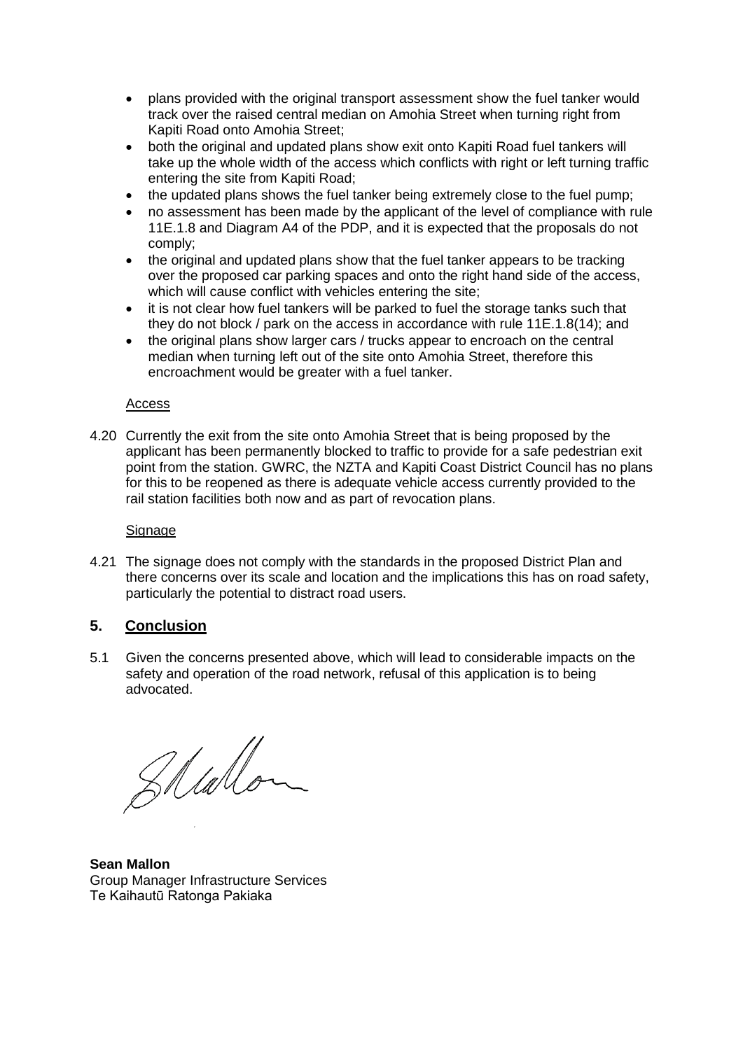- plans provided with the original transport assessment show the fuel tanker would track over the raised central median on Amohia Street when turning right from Kapiti Road onto Amohia Street;
- both the original and updated plans show exit onto Kapiti Road fuel tankers will take up the whole width of the access which conflicts with right or left turning traffic entering the site from Kapiti Road;
- the updated plans shows the fuel tanker being extremely close to the fuel pump;
- no assessment has been made by the applicant of the level of compliance with rule 11E.1.8 and Diagram A4 of the PDP, and it is expected that the proposals do not comply;
- the original and updated plans show that the fuel tanker appears to be tracking over the proposed car parking spaces and onto the right hand side of the access, which will cause conflict with vehicles entering the site;
- it is not clear how fuel tankers will be parked to fuel the storage tanks such that they do not block / park on the access in accordance with rule 11E.1.8(14); and
- the original plans show larger cars / trucks appear to encroach on the central median when turning left out of the site onto Amohia Street, therefore this encroachment would be greater with a fuel tanker.

Access

4.20 Currently the exit from the site onto Amohia Street that is being proposed by the applicant has been permanently blocked to traffic to provide for a safe pedestrian exit point from the station. GWRC, the NZTA and Kapiti Coast District Council has no plans for this to be reopened as there is adequate vehicle access currently provided to the rail station facilities both now and as part of revocation plans.

Signage

4.21 The signage does not comply with the standards in the proposed District Plan and there concerns over its scale and location and the implications this has on road safety, particularly the potential to distract road users.

## 5. Conclusion

5.1 Given the concerns presented above, which will lead to considerable impacts on the safety and operation of the road network, refusal of this application is to being advocated.

**Sean Mallon**
Group Manager Infrastructure Services
Te Kaihautū Ratonga Pakiaka